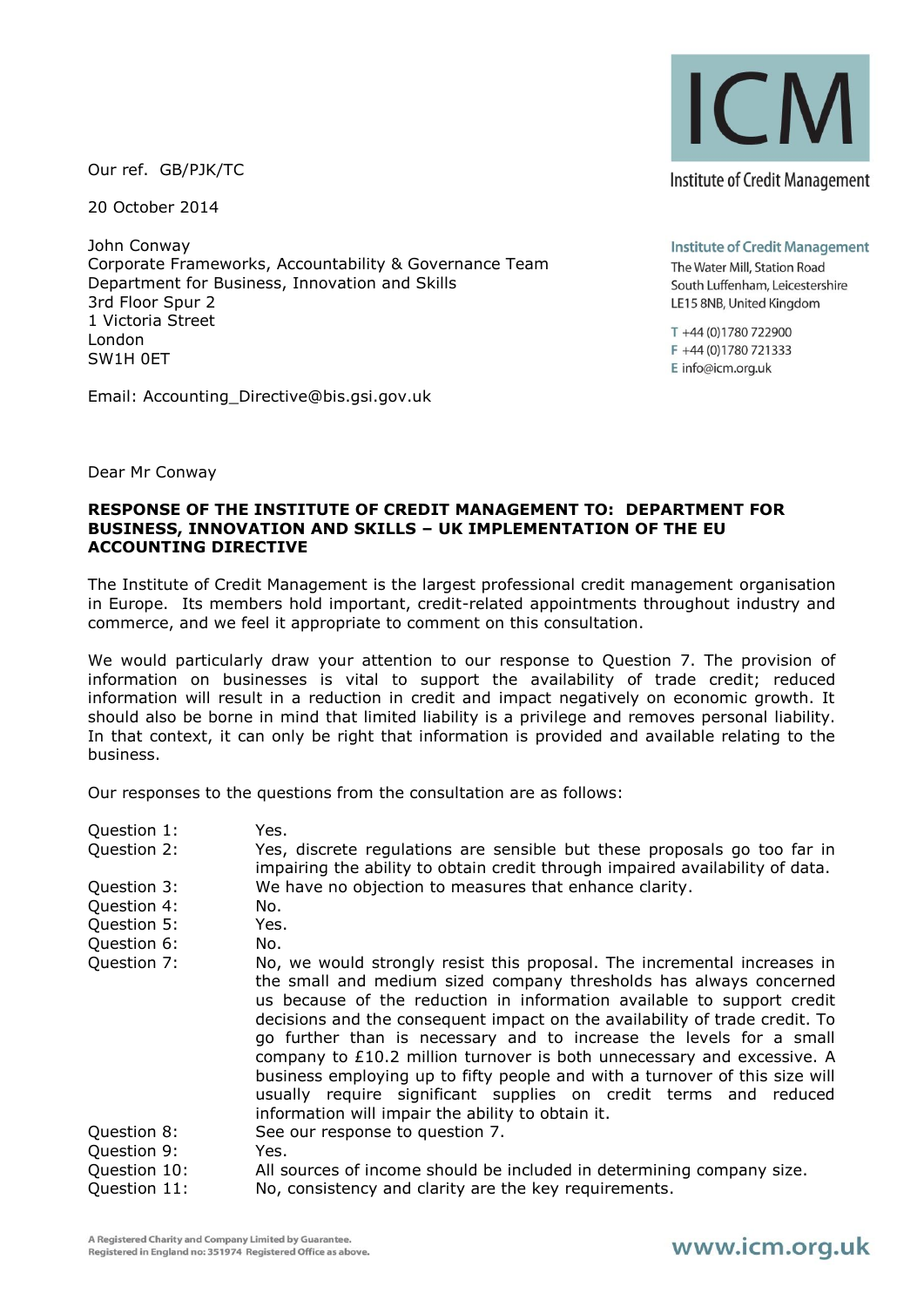Our ref. GB/PJK/TC

20 October 2014

John Conway
Corporate Frameworks, Accountability & Governance Team
Department for Business, Innovation and Skills
3rd Floor Spur 2
1 Victoria Street
London
SW1H 0ET

Email: Accounting_Directive@bis.gsi.gov.uk

ICM

Institute of Credit Management

**Institute of Credit Management**
The Water Mill, Station Road
South Luffenham, Leicestershire
LE15 8NB, United Kingdom

T +44 (0)1780 722900
F +44 (0)1780 721333
E info@icm.org.uk

Dear Mr Conway

**RESPONSE OF THE INSTITUTE OF CREDIT MANAGEMENT TO: DEPARTMENT FOR BUSINESS, INNOVATION AND SKILLS – UK IMPLEMENTATION OF THE EU ACCOUNTING DIRECTIVE**

The Institute of Credit Management is the largest professional credit management organisation in Europe. Its members hold important, credit-related appointments throughout industry and commerce, and we feel it appropriate to comment on this consultation.

We would particularly draw your attention to our response to Question 7. The provision of information on businesses is vital to support the availability of trade credit; reduced information will result in a reduction in credit and impact negatively on economic growth. It should also be borne in mind that limited liability is a privilege and removes personal liability. In that context, it can only be right that information is provided and available relating to the business.

Our responses to the questions from the consultation are as follows:

| | |
|---|---|
| Question 1: | Yes. |
| Question 2: | Yes, discrete regulations are sensible but these proposals go too far in impairing the ability to obtain credit through impaired availability of data. |
| Question 3: | We have no objection to measures that enhance clarity. |
| Question 4: | No. |
| Question 5: | Yes. |
| Question 6: | No. |
| Question 7: | No, we would strongly resist this proposal. The incremental increases in the small and medium sized company thresholds has always concerned us because of the reduction in information available to support credit decisions and the consequent impact on the availability of trade credit. To go further than is necessary and to increase the levels for a small company to £10.2 million turnover is both unnecessary and excessive. A business employing up to fifty people and with a turnover of this size will usually require significant supplies on credit terms and reduced information will impair the ability to obtain it. |
| Question 8: | See our response to question 7. |
| Question 9: | Yes. |
| Question 10: | All sources of income should be included in determining company size. |
| Question 11: | No, consistency and clarity are the key requirements. |

A Registered Charity and Company Limited by Guarantee.
Registered in England no: 351974 Registered Office as above.

www.icm.org.uk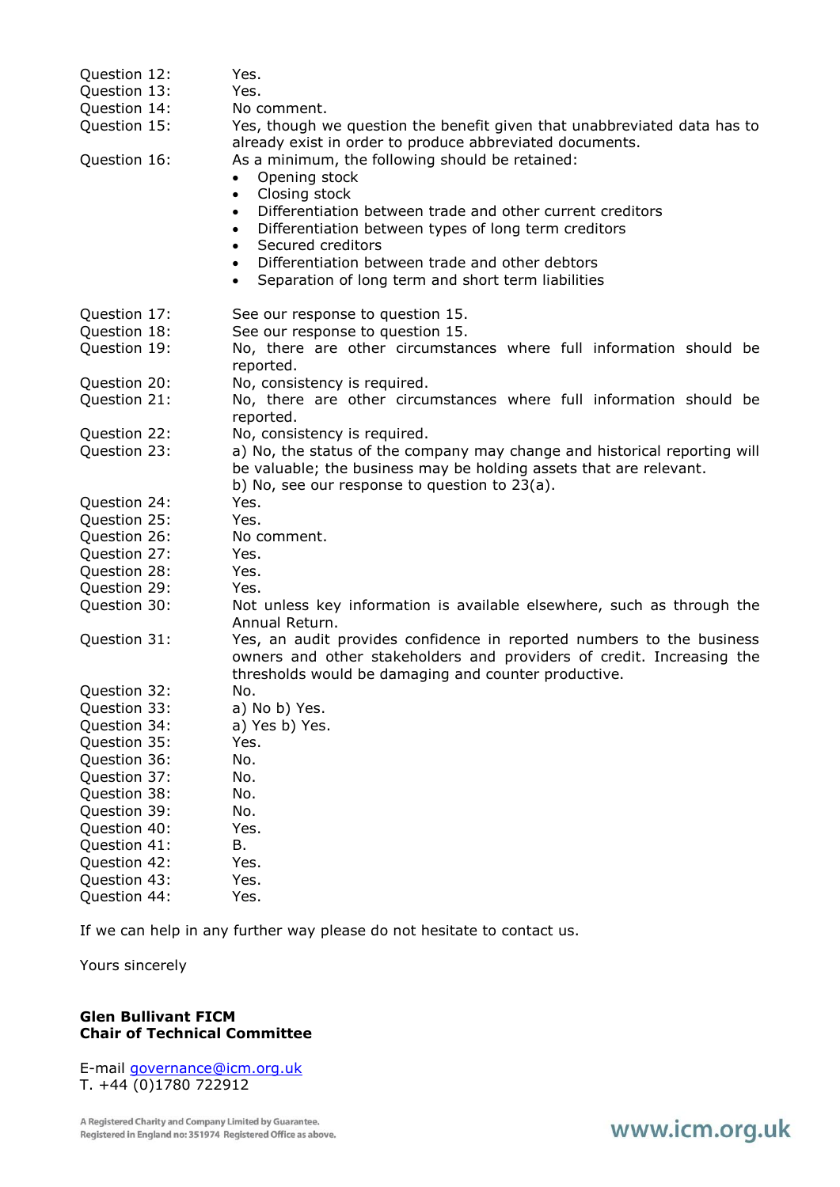Question 12: Yes.

Question 13: Yes.

Question 14: No comment.

Question 15: Yes, though we question the benefit given that unabbreviated data has to already exist in order to produce abbreviated documents.

Question 16: As a minimum, the following should be retained:

- Opening stock
- Closing stock
- Differentiation between trade and other current creditors
- Differentiation between types of long term creditors
- Secured creditors
- Differentiation between trade and other debtors
- Separation of long term and short term liabilities

Question 17: See our response to question 15.

Question 18: See our response to question 15.

Question 19: No, there are other circumstances where full information should be reported.

Question 20: No, consistency is required.

Question 21: No, there are other circumstances where full information should be reported.

Question 22: No, consistency is required.

Question 23: a) No, the status of the company may change and historical reporting will be valuable; the business may be holding assets that are relevant.
b) No, see our response to question to 23(a).

Question 24: Yes.

Question 25: Yes.

Question 26: No comment.

Question 27: Yes.

Question 28: Yes.

Question 29: Yes.

Question 30: Not unless key information is available elsewhere, such as through the Annual Return.

Question 31: Yes, an audit provides confidence in reported numbers to the business owners and other stakeholders and providers of credit. Increasing the thresholds would be damaging and counter productive.

Question 32: No.

Question 33: a) No b) Yes.

Question 34: a) Yes b) Yes.

Question 35: Yes.

Question 36: No.

Question 37: No.

Question 38: No.

Question 39: No.

Question 40: Yes.

Question 41: B.

Question 42: Yes.

Question 43: Yes.

Question 44: Yes.

If we can help in any further way please do not hesitate to contact us.

Yours sincerely

**Glen Bullivant FICM**
**Chair of Technical Committee**

E-mail governance@icm.org.uk
T. +44 (0)1780 722912

A Registered Charity and Company Limited by Guarantee.
Registered in England no: 351974 Registered Office as above.

www.icm.org.uk